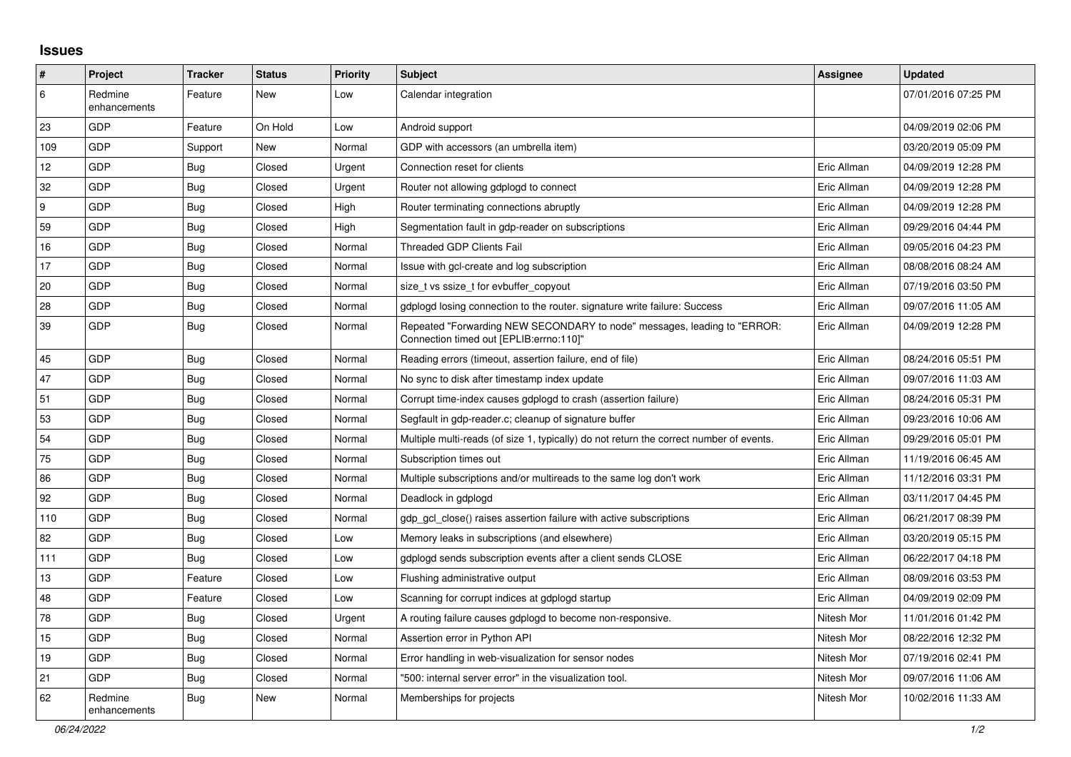## Issues

| # | Project | Tracker | Status | Priority | Subject | Assignee | Updated |
|---|---|---|---|---|---|---|---|
| 6 | Redmine enhancements | Feature | New | Low | Calendar integration | | 07/01/2016 07:25 PM |
| 23 | GDP | Feature | On Hold | Low | Android support | | 04/09/2019 02:06 PM |
| 109 | GDP | Support | New | Normal | GDP with accessors (an umbrella item) | | 03/20/2019 05:09 PM |
| 12 | GDP | Bug | Closed | Urgent | Connection reset for clients | Eric Allman | 04/09/2019 12:28 PM |
| 32 | GDP | Bug | Closed | Urgent | Router not allowing gdplogd to connect | Eric Allman | 04/09/2019 12:28 PM |
| 9 | GDP | Bug | Closed | High | Router terminating connections abruptly | Eric Allman | 04/09/2019 12:28 PM |
| 59 | GDP | Bug | Closed | High | Segmentation fault in gdp-reader on subscriptions | Eric Allman | 09/29/2016 04:44 PM |
| 16 | GDP | Bug | Closed | Normal | Threaded GDP Clients Fail | Eric Allman | 09/05/2016 04:23 PM |
| 17 | GDP | Bug | Closed | Normal | Issue with gcl-create and log subscription | Eric Allman | 08/08/2016 08:24 AM |
| 20 | GDP | Bug | Closed | Normal | size_t vs ssize_t for evbuffer_copyout | Eric Allman | 07/19/2016 03:50 PM |
| 28 | GDP | Bug | Closed | Normal | gdplogd losing connection to the router. signature write failure: Success | Eric Allman | 09/07/2016 11:05 AM |
| 39 | GDP | Bug | Closed | Normal | Repeated "Forwarding NEW SECONDARY to node" messages, leading to "ERROR: Connection timed out [EPLIB:errno:110]" | Eric Allman | 04/09/2019 12:28 PM |
| 45 | GDP | Bug | Closed | Normal | Reading errors (timeout, assertion failure, end of file) | Eric Allman | 08/24/2016 05:51 PM |
| 47 | GDP | Bug | Closed | Normal | No sync to disk after timestamp index update | Eric Allman | 09/07/2016 11:03 AM |
| 51 | GDP | Bug | Closed | Normal | Corrupt time-index causes gdplogd to crash (assertion failure) | Eric Allman | 08/24/2016 05:31 PM |
| 53 | GDP | Bug | Closed | Normal | Segfault in gdp-reader.c; cleanup of signature buffer | Eric Allman | 09/23/2016 10:06 AM |
| 54 | GDP | Bug | Closed | Normal | Multiple multi-reads (of size 1, typically) do not return the correct number of events. | Eric Allman | 09/29/2016 05:01 PM |
| 75 | GDP | Bug | Closed | Normal | Subscription times out | Eric Allman | 11/19/2016 06:45 AM |
| 86 | GDP | Bug | Closed | Normal | Multiple subscriptions and/or multireads to the same log don't work | Eric Allman | 11/12/2016 03:31 PM |
| 92 | GDP | Bug | Closed | Normal | Deadlock in gdplogd | Eric Allman | 03/11/2017 04:45 PM |
| 110 | GDP | Bug | Closed | Normal | gdp_gcl_close() raises assertion failure with active subscriptions | Eric Allman | 06/21/2017 08:39 PM |
| 82 | GDP | Bug | Closed | Low | Memory leaks in subscriptions (and elsewhere) | Eric Allman | 03/20/2019 05:15 PM |
| 111 | GDP | Bug | Closed | Low | gdplogd sends subscription events after a client sends CLOSE | Eric Allman | 06/22/2017 04:18 PM |
| 13 | GDP | Feature | Closed | Low | Flushing administrative output | Eric Allman | 08/09/2016 03:53 PM |
| 48 | GDP | Feature | Closed | Low | Scanning for corrupt indices at gdplogd startup | Eric Allman | 04/09/2019 02:09 PM |
| 78 | GDP | Bug | Closed | Urgent | A routing failure causes gdplogd to become non-responsive. | Nitesh Mor | 11/01/2016 01:42 PM |
| 15 | GDP | Bug | Closed | Normal | Assertion error in Python API | Nitesh Mor | 08/22/2016 12:32 PM |
| 19 | GDP | Bug | Closed | Normal | Error handling in web-visualization for sensor nodes | Nitesh Mor | 07/19/2016 02:41 PM |
| 21 | GDP | Bug | Closed | Normal | "500: internal server error" in the visualization tool. | Nitesh Mor | 09/07/2016 11:06 AM |
| 62 | Redmine enhancements | Bug | New | Normal | Memberships for projects | Nitesh Mor | 10/02/2016 11:33 AM |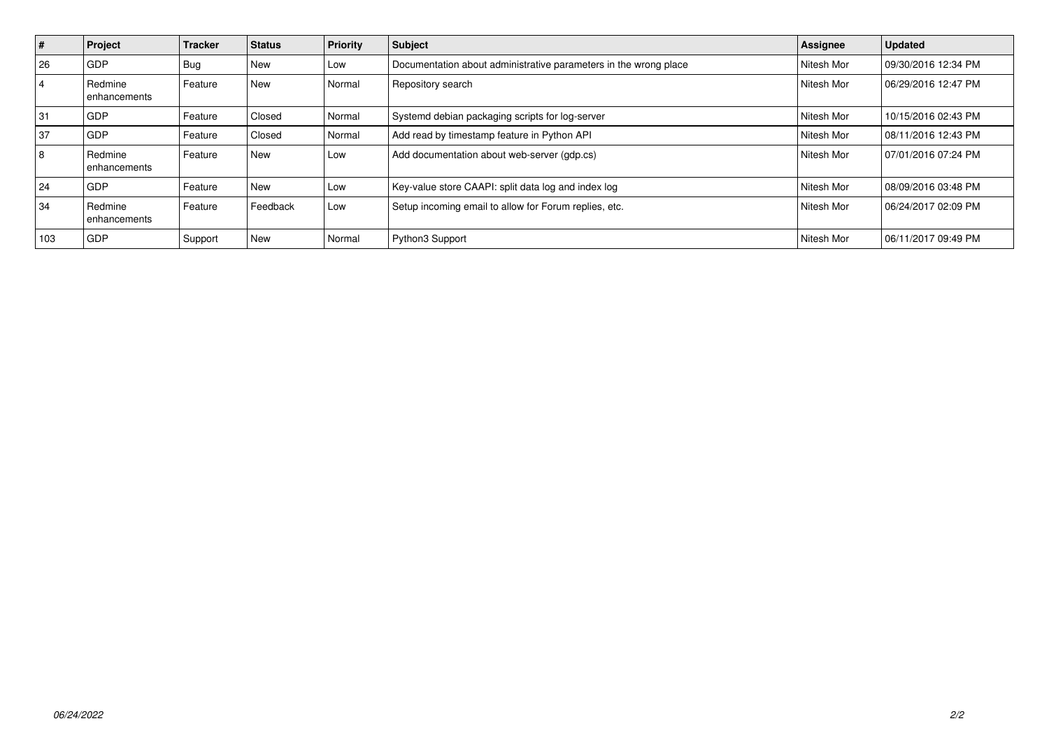| # | Project | Tracker | Status | Priority | Subject | Assignee | Updated |
| --- | --- | --- | --- | --- | --- | --- | --- |
| 26 | GDP | Bug | New | Low | Documentation about administrative parameters in the wrong place | Nitesh Mor | 09/30/2016 12:34 PM |
| 4 | Redmine enhancements | Feature | New | Normal | Repository search | Nitesh Mor | 06/29/2016 12:47 PM |
| 31 | GDP | Feature | Closed | Normal | Systemd debian packaging scripts for log-server | Nitesh Mor | 10/15/2016 02:43 PM |
| 37 | GDP | Feature | Closed | Normal | Add read by timestamp feature in Python API | Nitesh Mor | 08/11/2016 12:43 PM |
| 8 | Redmine enhancements | Feature | New | Low | Add documentation about web-server (gdp.cs) | Nitesh Mor | 07/01/2016 07:24 PM |
| 24 | GDP | Feature | New | Low | Key-value store CAAPI: split data log and index log | Nitesh Mor | 08/09/2016 03:48 PM |
| 34 | Redmine enhancements | Feature | Feedback | Low | Setup incoming email to allow for Forum replies, etc. | Nitesh Mor | 06/24/2017 02:09 PM |
| 103 | GDP | Support | New | Normal | Python3 Support | Nitesh Mor | 06/11/2017 09:49 PM |